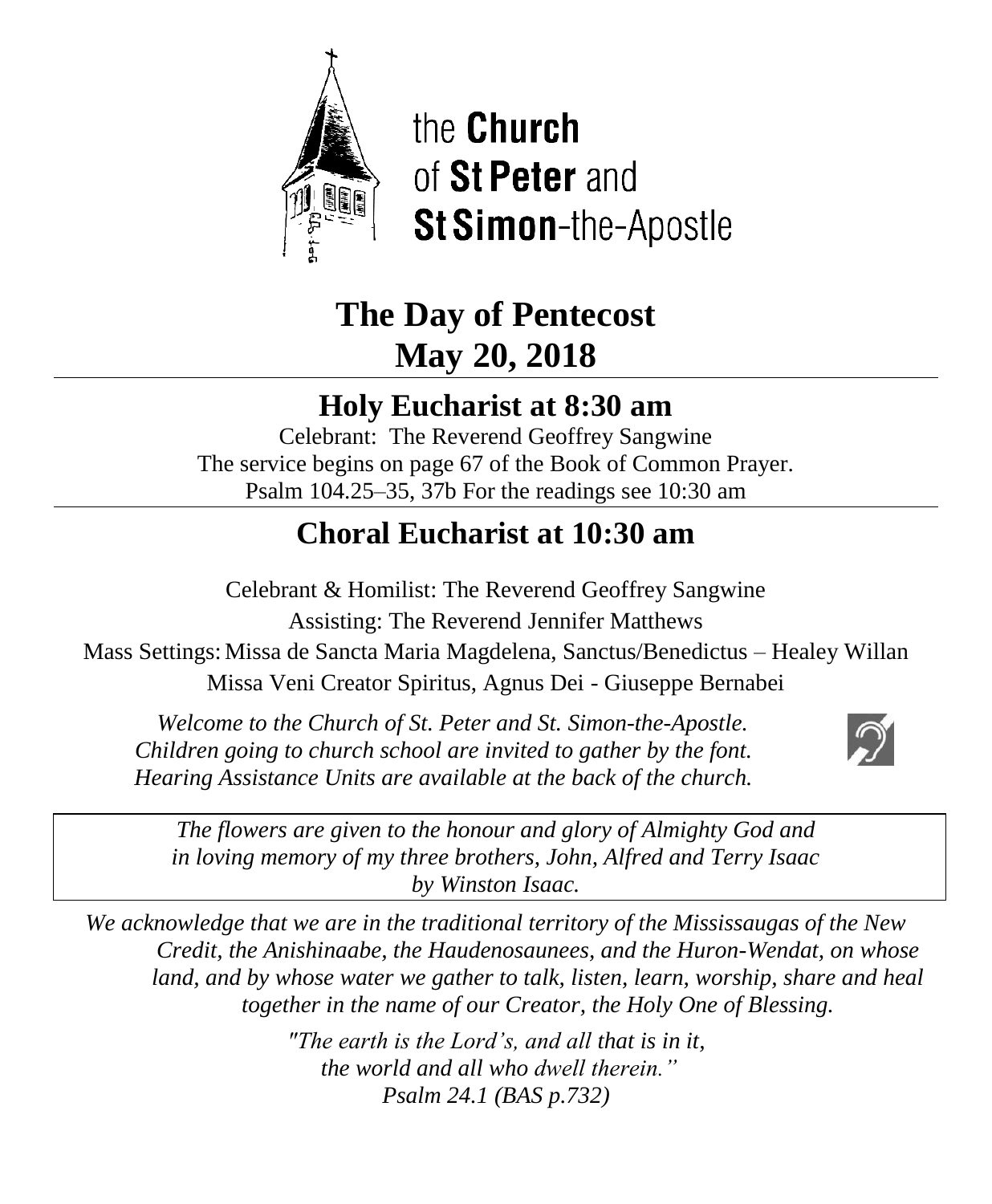the **Church**
of **St Peter** and
**St Simon**-the-Apostle

# The Day of Pentecost
# May 20, 2018

## Holy Eucharist at 8:30 am

Celebrant: The Reverend Geoffrey Sangwine
The service begins on page 67 of the Book of Common Prayer.
Psalm 104.25–35, 37b For the readings see 10:30 am

## Choral Eucharist at 10:30 am

Celebrant & Homilist: The Reverend Geoffrey Sangwine
Assisting: The Reverend Jennifer Matthews
Mass Settings: Missa de Sancta Maria Magdelena, Sanctus/Benedictus – Healey Willan
Missa Veni Creator Spiritus, Agnus Dei - Giuseppe Bernabei

*Welcome to the Church of St. Peter and St. Simon-the-Apostle.*
*Children going to church school are invited to gather by the font.*
*Hearing Assistance Units are available at the back of the church.*

*The flowers are given to the honour and glory of Almighty God and in loving memory of my three brothers, John, Alfred and Terry Isaac by Winston Isaac.*

*We acknowledge that we are in the traditional territory of the Mississaugas of the New Credit, the Anishinaabe, the Haudenosaunees, and the Huron-Wendat, on whose land, and by whose water we gather to talk, listen, learn, worship, share and heal together in the name of our Creator, the Holy One of Blessing.*

*"The earth is the Lord's, and all that is in it,*
*the world and all who dwell therein."*
*Psalm 24.1 (BAS p.732)*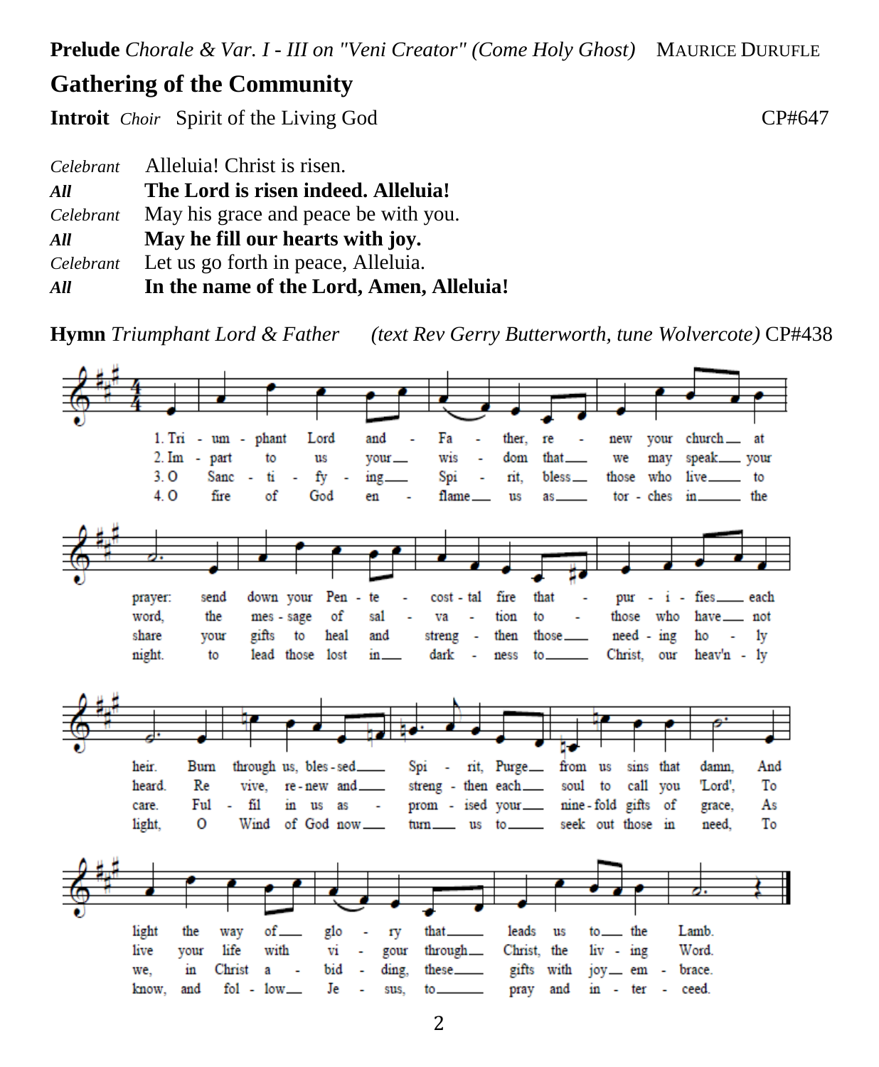**Prelude** *Chorale & Var. I - III on "Veni Creator" (Come Holy Ghost)* MAURICE DURUFLE

## Gathering of the Community

**Introit** *Choir* Spirit of the Living God CP#647

*Celebrant* Alleluia! Christ is risen.
***All*** **The Lord is risen indeed. Alleluia!**
*Celebrant* May his grace and peace be with you.
***All*** **May he fill our hearts with joy.**
*Celebrant* Let us go forth in peace, Alleluia.
***All*** **In the name of the Lord, Amen, Alleluia!**

**Hymn** *Triumphant Lord & Father* *(text Rev Gerry Butterworth, tune Wolvercote)* CP#438

1. Triumphant Lord and Father, renew your church at prayer: send down your Pentecostal fire that purifies each heir. Burn through us, blessed Spirit, Purge from us sins that damn, And light the way of glory that leads us to the Lamb.

2. Impart to us your wisdom that we may speak your word, the message of salvation to those who have not heard. Revive, renew and strengthen each soul to call you 'Lord', To live your life with vigour through Christ, the living Word.

3. O Sanctifying Spirit, bless those who live to share your gifts to heal and strengthen those needing holy care. Fulfil in us as promised your ninefold gifts of grace, As we, in Christ abiding, these gifts with joy embrace.

4. O fire of God enflame us as torches in the night to lead those lost in darkness to Christ, our heav'nly light, O Wind of God now turn us to seek out those in need, To know, and follow Jesus, to pray and intercede.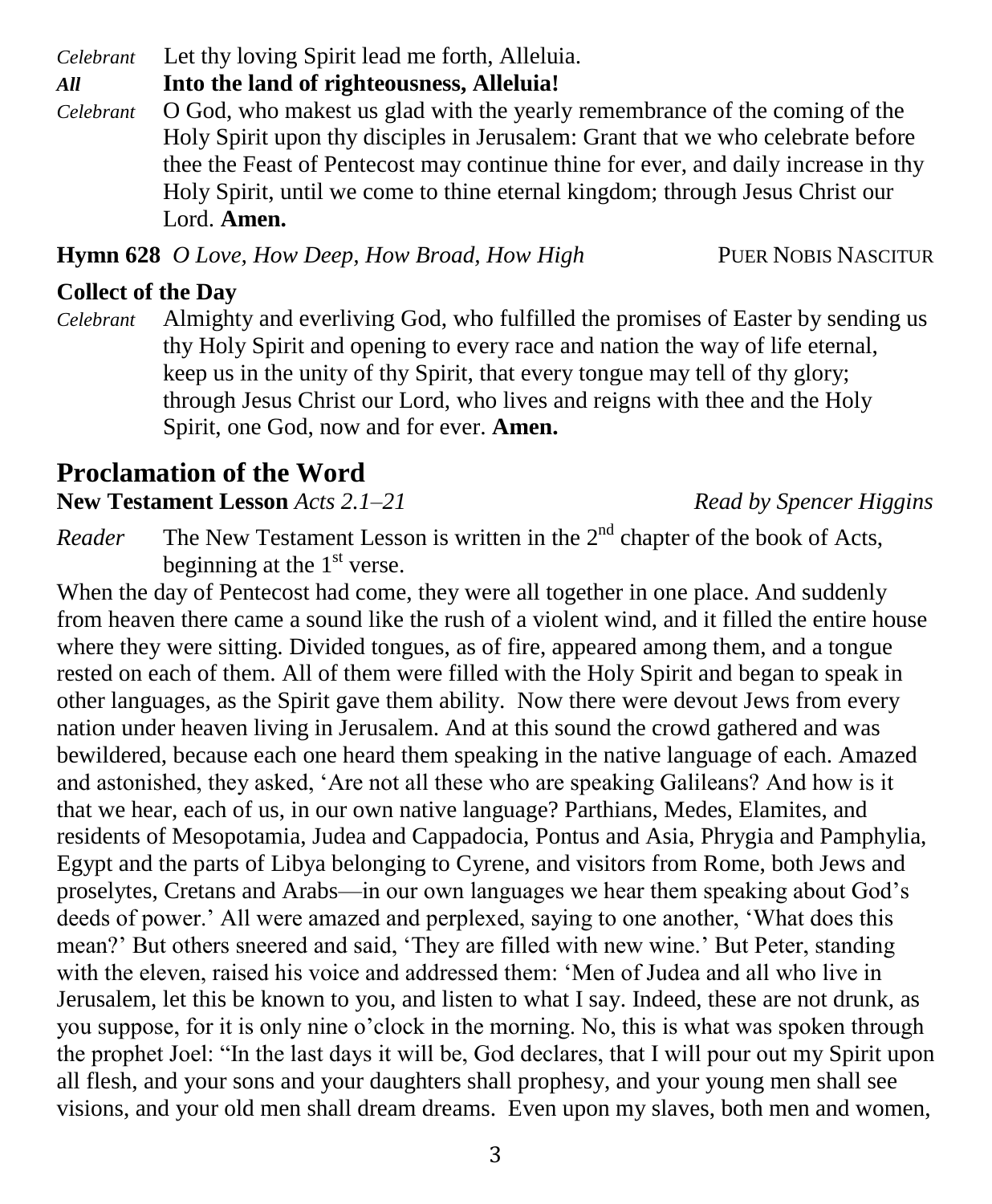*Celebrant* Let thy loving Spirit lead me forth, Alleluia.

***All*** **Into the land of righteousness, Alleluia!**

*Celebrant* O God, who makest us glad with the yearly remembrance of the coming of the Holy Spirit upon thy disciples in Jerusalem: Grant that we who celebrate before thee the Feast of Pentecost may continue thine for ever, and daily increase in thy Holy Spirit, until we come to thine eternal kingdom; through Jesus Christ our Lord. **Amen.**

**Hymn 628** *O Love, How Deep, How Broad, How High* PUER NOBIS NASCITUR

**Collect of the Day**

*Celebrant* Almighty and everliving God, who fulfilled the promises of Easter by sending us thy Holy Spirit and opening to every race and nation the way of life eternal, keep us in the unity of thy Spirit, that every tongue may tell of thy glory; through Jesus Christ our Lord, who lives and reigns with thee and the Holy Spirit, one God, now and for ever. **Amen.**

## Proclamation of the Word

**New Testament Lesson** *Acts 2.1–21* *Read by Spencer Higgins*

*Reader* The New Testament Lesson is written in the 2nd chapter of the book of Acts, beginning at the 1st verse.

When the day of Pentecost had come, they were all together in one place. And suddenly from heaven there came a sound like the rush of a violent wind, and it filled the entire house where they were sitting. Divided tongues, as of fire, appeared among them, and a tongue rested on each of them. All of them were filled with the Holy Spirit and began to speak in other languages, as the Spirit gave them ability. Now there were devout Jews from every nation under heaven living in Jerusalem. And at this sound the crowd gathered and was bewildered, because each one heard them speaking in the native language of each. Amazed and astonished, they asked, 'Are not all these who are speaking Galileans? And how is it that we hear, each of us, in our own native language? Parthians, Medes, Elamites, and residents of Mesopotamia, Judea and Cappadocia, Pontus and Asia, Phrygia and Pamphylia, Egypt and the parts of Libya belonging to Cyrene, and visitors from Rome, both Jews and proselytes, Cretans and Arabs—in our own languages we hear them speaking about God's deeds of power.' All were amazed and perplexed, saying to one another, 'What does this mean?' But others sneered and said, 'They are filled with new wine.' But Peter, standing with the eleven, raised his voice and addressed them: 'Men of Judea and all who live in Jerusalem, let this be known to you, and listen to what I say. Indeed, these are not drunk, as you suppose, for it is only nine o'clock in the morning. No, this is what was spoken through the prophet Joel: "In the last days it will be, God declares, that I will pour out my Spirit upon all flesh, and your sons and your daughters shall prophesy, and your young men shall see visions, and your old men shall dream dreams. Even upon my slaves, both men and women,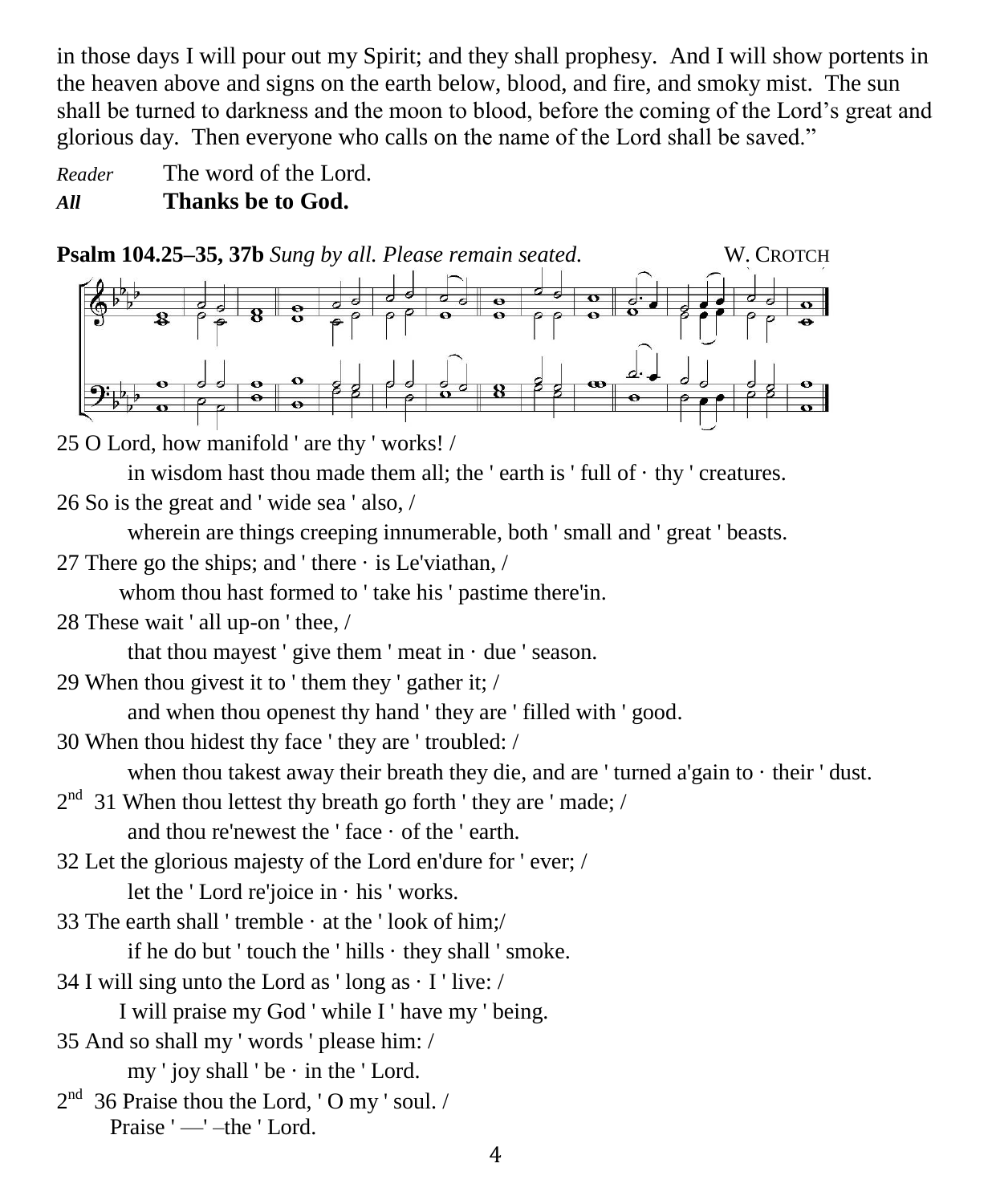in those days I will pour out my Spirit; and they shall prophesy. And I will show portents in the heaven above and signs on the earth below, blood, and fire, and smoky mist. The sun shall be turned to darkness and the moon to blood, before the coming of the Lord's great and glorious day. Then everyone who calls on the name of the Lord shall be saved."

*Reader* The word of the Lord.
***All*** **Thanks be to God.**

**Psalm 104.25–35, 37b** *Sung by all. Please remain seated.* W. CROTCH

25 O Lord, how manifold ' are thy ' works! /
in wisdom hast thou made them all; the ' earth is ' full of · thy ' creatures.
26 So is the great and ' wide sea ' also, /
wherein are things creeping innumerable, both ' small and ' great ' beasts.
27 There go the ships; and ' there · is Le'viathan, /
whom thou hast formed to ' take his ' pastime there'in.
28 These wait ' all up-on ' thee, /
that thou mayest ' give them ' meat in · due ' season.
29 When thou givest it to ' them they ' gather it; /
and when thou openest thy hand ' they are ' filled with ' good.
30 When thou hidest thy face ' they are ' troubled: /
when thou takest away their breath they die, and are ' turned a'gain to · their ' dust.
2nd 31 When thou lettest thy breath go forth ' they are ' made; /
and thou re'newest the ' face · of the ' earth.
32 Let the glorious majesty of the Lord en'dure for ' ever; /
let the ' Lord re'joice in · his ' works.
33 The earth shall ' tremble · at the ' look of him;/
if he do but ' touch the ' hills · they shall ' smoke.
34 I will sing unto the Lord as ' long as · I ' live: /
I will praise my God ' while I ' have my ' being.
35 And so shall my ' words ' please him: /
my ' joy shall ' be · in the ' Lord.
2nd 36 Praise thou the Lord, ' O my ' soul. /
Praise ' —' –the ' Lord.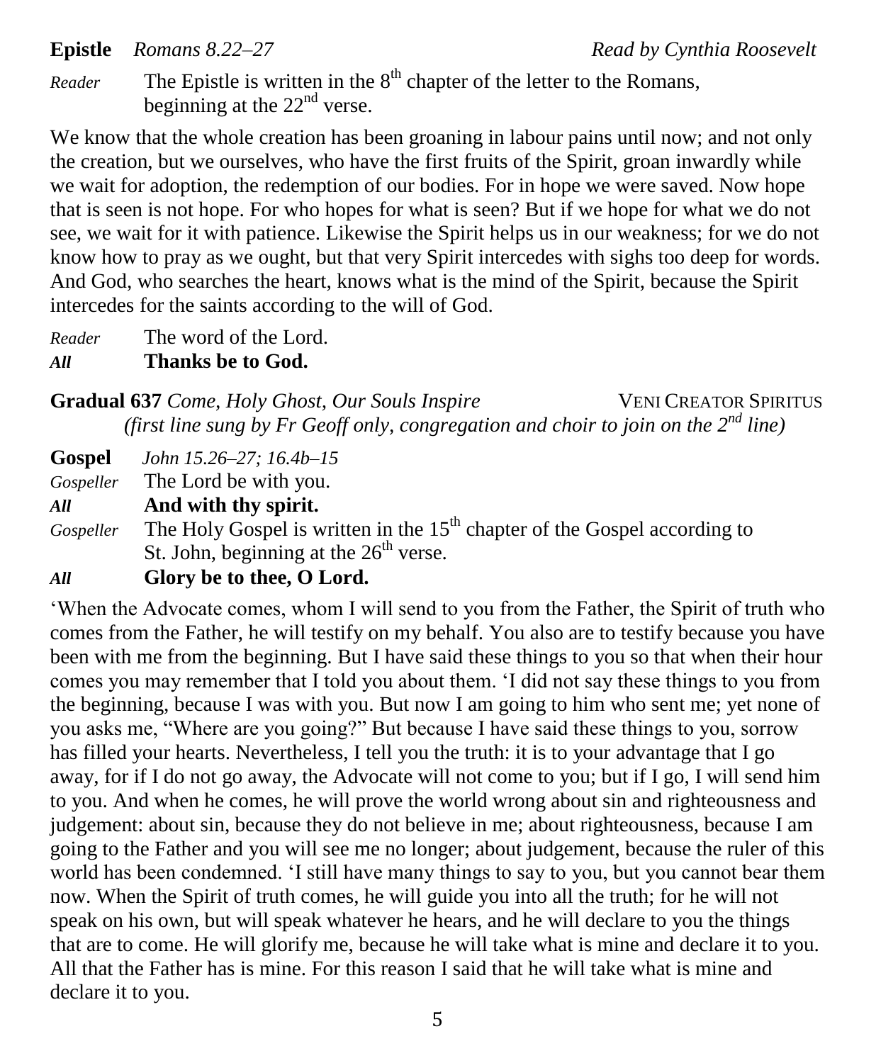**Epistle** *Romans 8.22–27* *Read by Cynthia Roosevelt*

*Reader* The Epistle is written in the 8th chapter of the letter to the Romans, beginning at the 22nd verse.

We know that the whole creation has been groaning in labour pains until now; and not only the creation, but we ourselves, who have the first fruits of the Spirit, groan inwardly while we wait for adoption, the redemption of our bodies. For in hope we were saved. Now hope that is seen is not hope. For who hopes for what is seen? But if we hope for what we do not see, we wait for it with patience. Likewise the Spirit helps us in our weakness; for we do not know how to pray as we ought, but that very Spirit intercedes with sighs too deep for words. And God, who searches the heart, knows what is the mind of the Spirit, because the Spirit intercedes for the saints according to the will of God.

*Reader* The word of the Lord.
***All*** **Thanks be to God.**

**Gradual 637** *Come, Holy Ghost, Our Souls Inspire* VENI CREATOR SPIRITUS
*(first line sung by Fr Geoff only, congregation and choir to join on the 2nd line)*

**Gospel** *John 15.26–27; 16.4b–15*

*Gospeller* The Lord be with you.
***All*** **And with thy spirit.**
*Gospeller* The Holy Gospel is written in the 15th chapter of the Gospel according to St. John, beginning at the 26th verse.
***All*** **Glory be to thee, O Lord.**

'When the Advocate comes, whom I will send to you from the Father, the Spirit of truth who comes from the Father, he will testify on my behalf. You also are to testify because you have been with me from the beginning. But I have said these things to you so that when their hour comes you may remember that I told you about them. 'I did not say these things to you from the beginning, because I was with you. But now I am going to him who sent me; yet none of you asks me, "Where are you going?" But because I have said these things to you, sorrow has filled your hearts. Nevertheless, I tell you the truth: it is to your advantage that I go away, for if I do not go away, the Advocate will not come to you; but if I go, I will send him to you. And when he comes, he will prove the world wrong about sin and righteousness and judgement: about sin, because they do not believe in me; about righteousness, because I am going to the Father and you will see me no longer; about judgement, because the ruler of this world has been condemned. 'I still have many things to say to you, but you cannot bear them now. When the Spirit of truth comes, he will guide you into all the truth; for he will not speak on his own, but will speak whatever he hears, and he will declare to you the things that are to come. He will glorify me, because he will take what is mine and declare it to you. All that the Father has is mine. For this reason I said that he will take what is mine and declare it to you.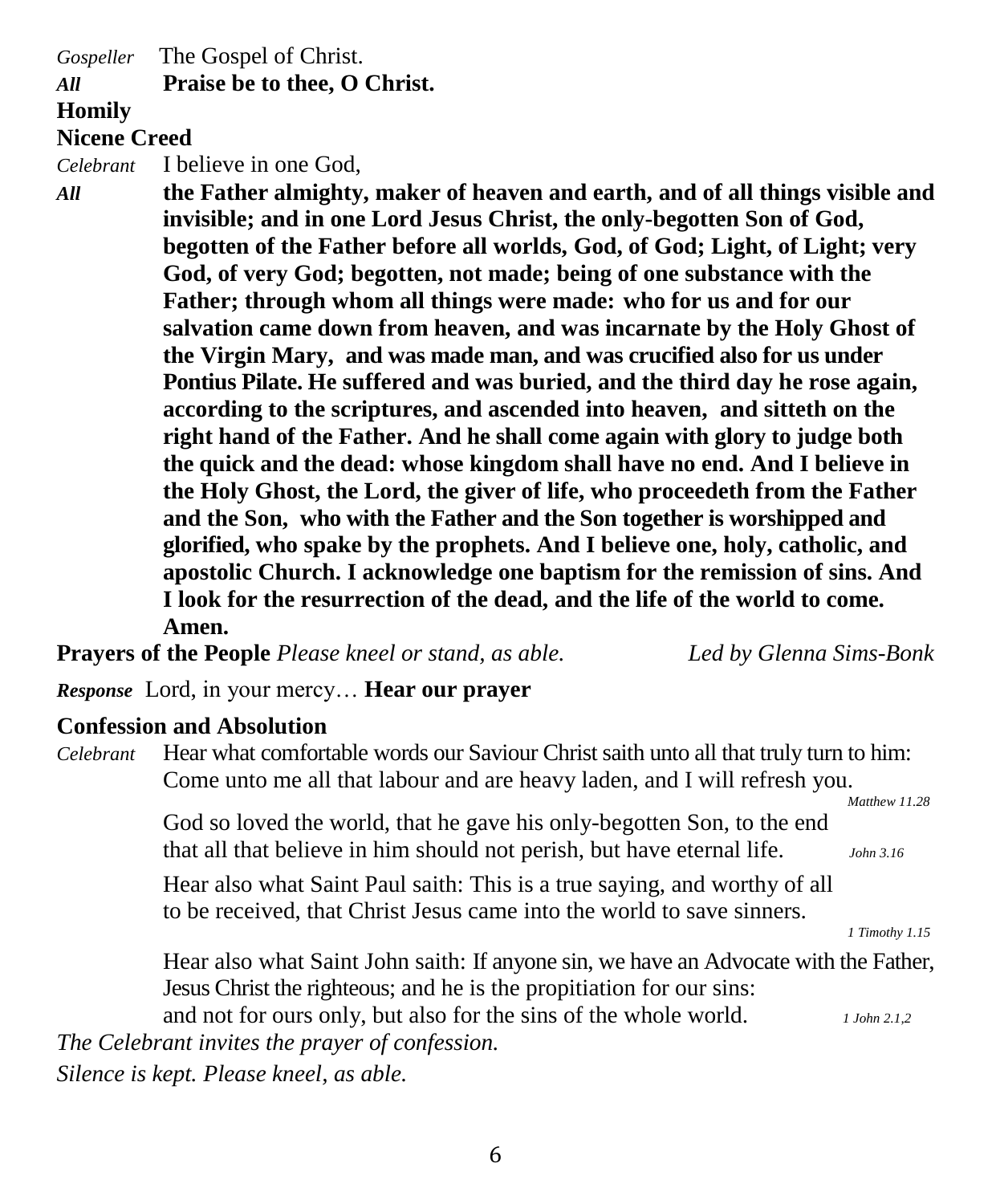*Gospeller* The Gospel of Christ.

***All*** **Praise be to thee, O Christ.**

**Homily**

**Nicene Creed**

*Celebrant* I believe in one God,

***All*** **the Father almighty, maker of heaven and earth, and of all things visible and invisible; and in one Lord Jesus Christ, the only-begotten Son of God, begotten of the Father before all worlds, God, of God; Light, of Light; very God, of very God; begotten, not made; being of one substance with the Father; through whom all things were made: who for us and for our salvation came down from heaven, and was incarnate by the Holy Ghost of the Virgin Mary, and was made man, and was crucified also for us under Pontius Pilate. He suffered and was buried, and the third day he rose again, according to the scriptures, and ascended into heaven, and sitteth on the right hand of the Father. And he shall come again with glory to judge both the quick and the dead: whose kingdom shall have no end. And I believe in the Holy Ghost, the Lord, the giver of life, who proceedeth from the Father and the Son, who with the Father and the Son together is worshipped and glorified, who spake by the prophets. And I believe one, holy, catholic, and apostolic Church. I acknowledge one baptism for the remission of sins. And I look for the resurrection of the dead, and the life of the world to come. Amen.**

**Prayers of the People** *Please kneel or stand, as able.* *Led by Glenna Sims-Bonk*

***Response*** Lord, in your mercy… **Hear our prayer**

**Confession and Absolution**

*Celebrant* Hear what comfortable words our Saviour Christ saith unto all that truly turn to him: Come unto me all that labour and are heavy laden, and I will refresh you. *Matthew 11.28*

God so loved the world, that he gave his only-begotten Son, to the end that all that believe in him should not perish, but have eternal life. *John 3.16*

Hear also what Saint Paul saith: This is a true saying, and worthy of all to be received, that Christ Jesus came into the world to save sinners. *1 Timothy 1.15*

Hear also what Saint John saith: If anyone sin, we have an Advocate with the Father, Jesus Christ the righteous; and he is the propitiation for our sins: and not for ours only, but also for the sins of the whole world. *1 John 2.1,2*

*The Celebrant invites the prayer of confession.*

*Silence is kept. Please kneel, as able.*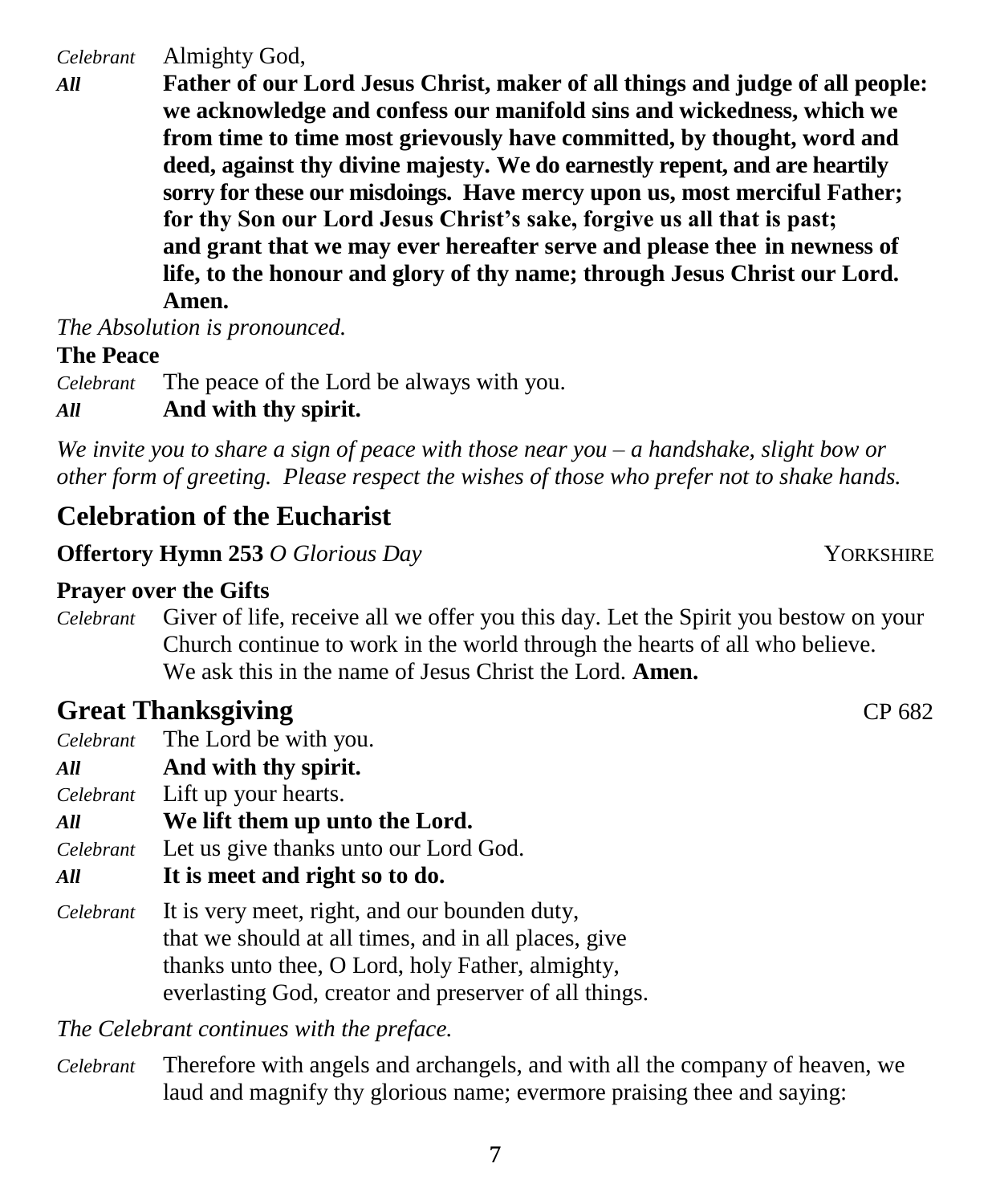*Celebrant* Almighty God,

***All*** **Father of our Lord Jesus Christ, maker of all things and judge of all people: we acknowledge and confess our manifold sins and wickedness, which we from time to time most grievously have committed, by thought, word and deed, against thy divine majesty. We do earnestly repent, and are heartily sorry for these our misdoings. Have mercy upon us, most merciful Father; for thy Son our Lord Jesus Christ's sake, forgive us all that is past; and grant that we may ever hereafter serve and please thee in newness of life, to the honour and glory of thy name; through Jesus Christ our Lord. Amen.**

*The Absolution is pronounced.*

**The Peace**

*Celebrant* The peace of the Lord be always with you.

***All*** **And with thy spirit.**

*We invite you to share a sign of peace with those near you – a handshake, slight bow or other form of greeting. Please respect the wishes of those who prefer not to shake hands.*

## Celebration of the Eucharist

**Offertory Hymn 253** *O Glorious Day* YORKSHIRE

**Prayer over the Gifts**

*Celebrant* Giver of life, receive all we offer you this day. Let the Spirit you bestow on your Church continue to work in the world through the hearts of all who believe. We ask this in the name of Jesus Christ the Lord. **Amen.**

## Great Thanksgiving CP 682

*Celebrant* The Lord be with you.

***All*** **And with thy spirit.**

*Celebrant* Lift up your hearts.

***All*** **We lift them up unto the Lord.**

*Celebrant* Let us give thanks unto our Lord God.

***All*** **It is meet and right so to do.**

*Celebrant* It is very meet, right, and our bounden duty,
that we should at all times, and in all places, give
thanks unto thee, O Lord, holy Father, almighty,
everlasting God, creator and preserver of all things.

*The Celebrant continues with the preface.*

*Celebrant* Therefore with angels and archangels, and with all the company of heaven, we laud and magnify thy glorious name; evermore praising thee and saying: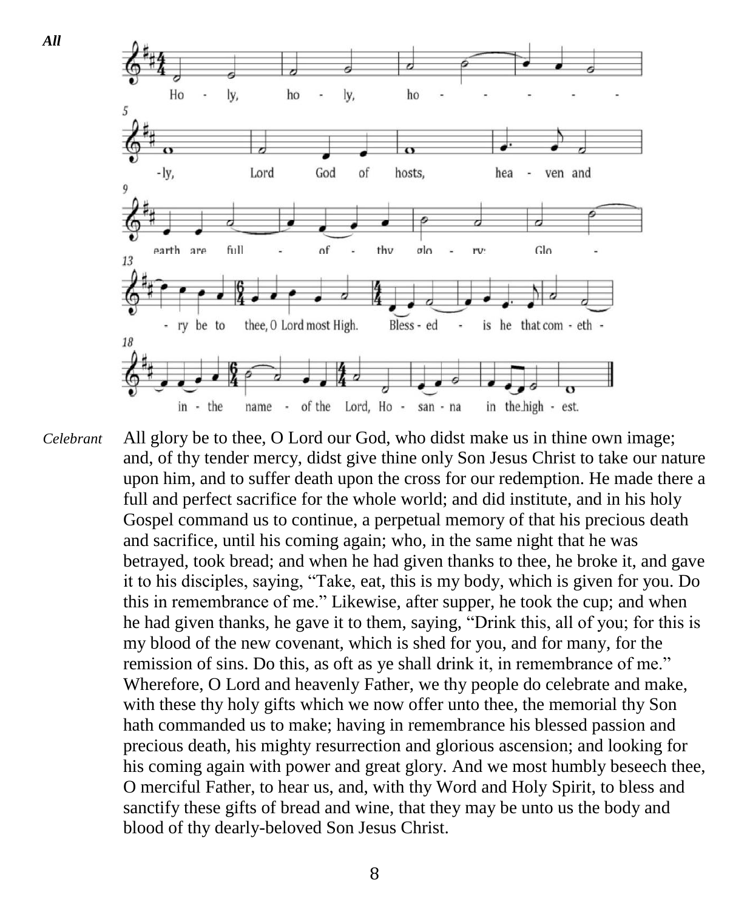*All*

Ho - ly, ho - ly, ho - - - - - -ly, Lord God of hosts, hea - ven and earth are full - of - thy glo - ry: Glo - - ry be to thee, O Lord most High. Bless - ed - is he that com - eth - in - the name - of the Lord, Ho - san - na in the high - est.

*Celebrant* All glory be to thee, O Lord our God, who didst make us in thine own image; and, of thy tender mercy, didst give thine only Son Jesus Christ to take our nature upon him, and to suffer death upon the cross for our redemption. He made there a full and perfect sacrifice for the whole world; and did institute, and in his holy Gospel command us to continue, a perpetual memory of that his precious death and sacrifice, until his coming again; who, in the same night that he was betrayed, took bread; and when he had given thanks to thee, he broke it, and gave it to his disciples, saying, "Take, eat, this is my body, which is given for you. Do this in remembrance of me." Likewise, after supper, he took the cup; and when he had given thanks, he gave it to them, saying, "Drink this, all of you; for this is my blood of the new covenant, which is shed for you, and for many, for the remission of sins. Do this, as oft as ye shall drink it, in remembrance of me." Wherefore, O Lord and heavenly Father, we thy people do celebrate and make, with these thy holy gifts which we now offer unto thee, the memorial thy Son hath commanded us to make; having in remembrance his blessed passion and precious death, his mighty resurrection and glorious ascension; and looking for his coming again with power and great glory. And we most humbly beseech thee, O merciful Father, to hear us, and, with thy Word and Holy Spirit, to bless and sanctify these gifts of bread and wine, that they may be unto us the body and blood of thy dearly-beloved Son Jesus Christ.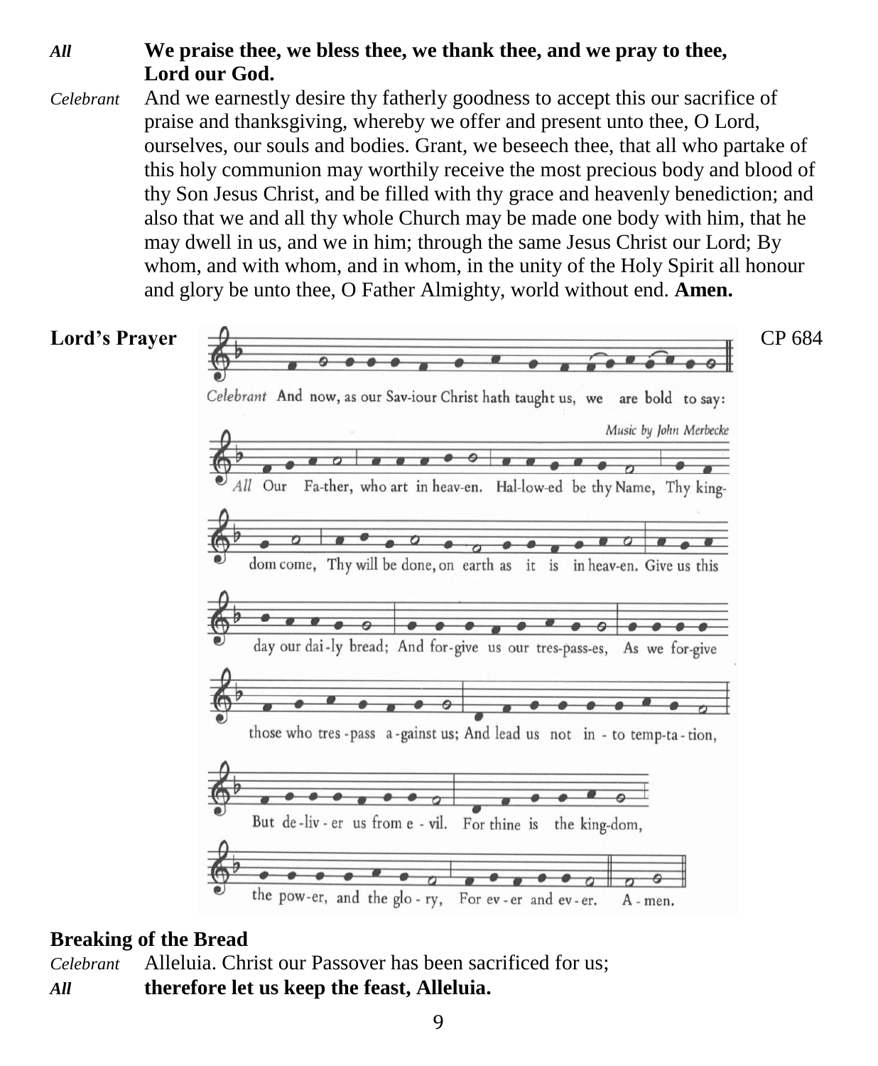*All* **We praise thee, we bless thee, we thank thee, and we pray to thee, Lord our God.**

*Celebrant* And we earnestly desire thy fatherly goodness to accept this our sacrifice of praise and thanksgiving, whereby we offer and present unto thee, O Lord, ourselves, our souls and bodies. Grant, we beseech thee, that all who partake of this holy communion may worthily receive the most precious body and blood of thy Son Jesus Christ, and be filled with thy grace and heavenly benediction; and also that we and all thy whole Church may be made one body with him, that he may dwell in us, and we in him; through the same Jesus Christ our Lord; By whom, and with whom, and in whom, in the unity of the Holy Spirit all honour and glory be unto thee, O Father Almighty, world without end. **Amen.**

**Lord's Prayer** CP 684

*Celebrant* And now, as our Saviour Christ hath taught us, we are bold to say:

Music by John Merbecke

*All* Our Father, who art in heaven. Hallowed be thy Name, Thy kingdom come, Thy will be done, on earth as it is in heaven. Give us this day our daily bread; And forgive us our trespasses, As we forgive those who trespass against us; And lead us not into temptation, But deliver us from evil. For thine is the kingdom, the power, and the glory, For ever and ever. Amen.

**Breaking of the Bread**

*Celebrant* Alleluia. Christ our Passover has been sacrificed for us;

***All*** **therefore let us keep the feast, Alleluia.**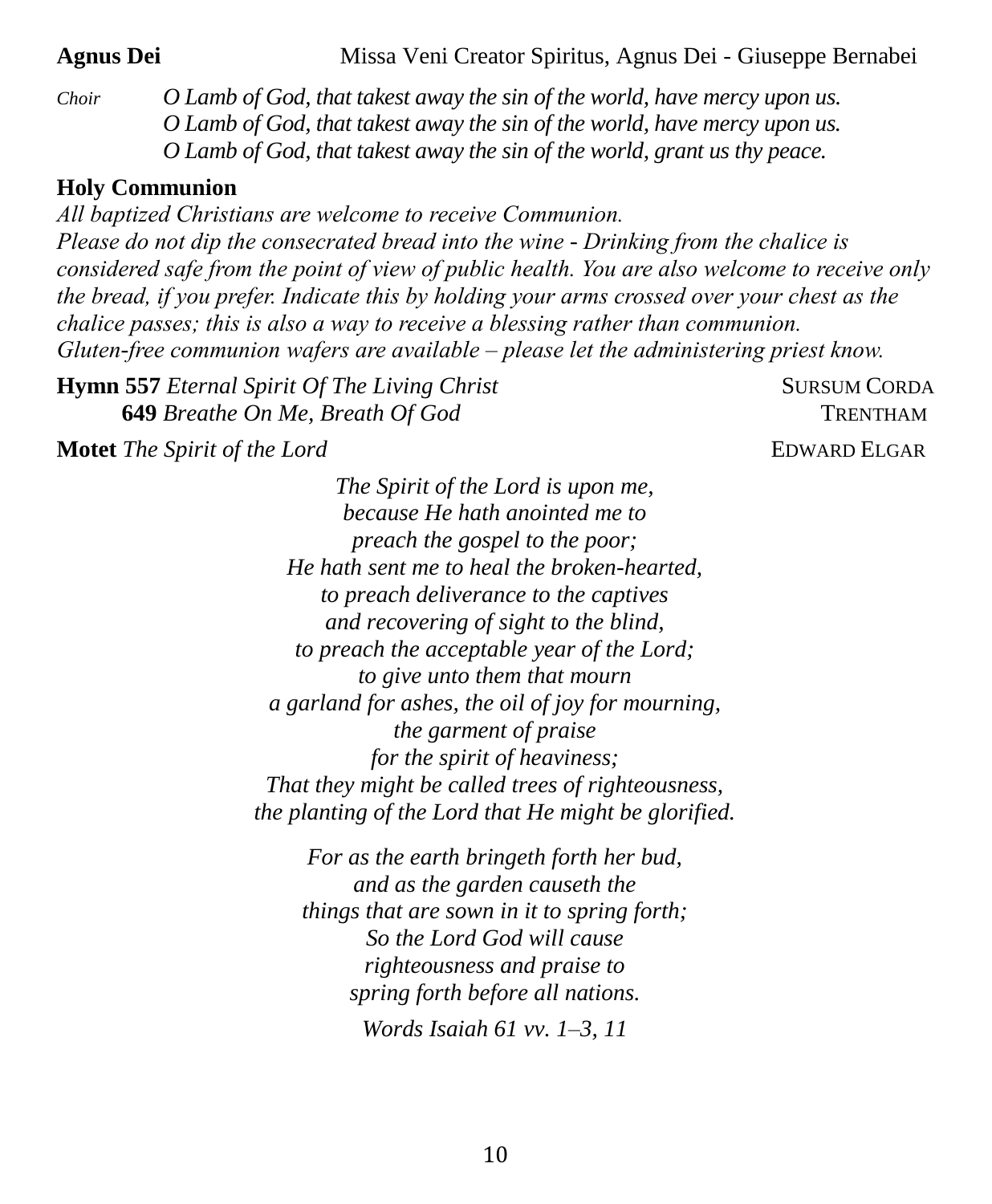**Agnus Dei** Missa Veni Creator Spiritus, Agnus Dei - Giuseppe Bernabei

*Choir* *O Lamb of God, that takest away the sin of the world, have mercy upon us.*
*O Lamb of God, that takest away the sin of the world, have mercy upon us.*
*O Lamb of God, that takest away the sin of the world, grant us thy peace.*

**Holy Communion**

*All baptized Christians are welcome to receive Communion.*
*Please do not dip the consecrated bread into the wine - Drinking from the chalice is considered safe from the point of view of public health. You are also welcome to receive only the bread, if you prefer. Indicate this by holding your arms crossed over your chest as the chalice passes; this is also a way to receive a blessing rather than communion.*
*Gluten-free communion wafers are available – please let the administering priest know.*

**Hymn 557** *Eternal Spirit Of The Living Christ* SURSUM CORDA
**649** *Breathe On Me, Breath Of God* TRENTHAM

**Motet** *The Spirit of the Lord* EDWARD ELGAR

*The Spirit of the Lord is upon me,*
*because He hath anointed me to*
*preach the gospel to the poor;*
*He hath sent me to heal the broken-hearted,*
*to preach deliverance to the captives*
*and recovering of sight to the blind,*
*to preach the acceptable year of the Lord;*
*to give unto them that mourn*
*a garland for ashes, the oil of joy for mourning,*
*the garment of praise*
*for the spirit of heaviness;*
*That they might be called trees of righteousness,*
*the planting of the Lord that He might be glorified.*

*For as the earth bringeth forth her bud,*
*and as the garden causeth the*
*things that are sown in it to spring forth;*
*So the Lord God will cause*
*righteousness and praise to*
*spring forth before all nations.*

*Words Isaiah 61 vv. 1–3, 11*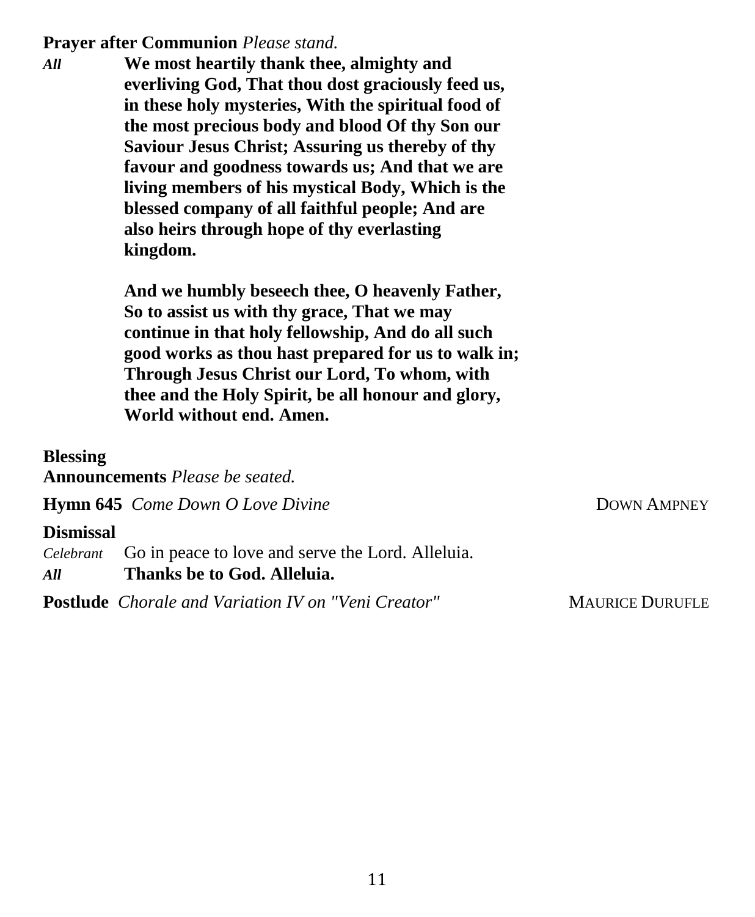**Prayer after Communion** *Please stand.*

*All* **We most heartily thank thee, almighty and everliving God, That thou dost graciously feed us, in these holy mysteries, With the spiritual food of the most precious body and blood Of thy Son our Saviour Jesus Christ; Assuring us thereby of thy favour and goodness towards us; And that we are living members of his mystical Body, Which is the blessed company of all faithful people; And are also heirs through hope of thy everlasting kingdom.**

**And we humbly beseech thee, O heavenly Father, So to assist us with thy grace, That we may continue in that holy fellowship, And do all such good works as thou hast prepared for us to walk in; Through Jesus Christ our Lord, To whom, with thee and the Holy Spirit, be all honour and glory, World without end. Amen.**

**Blessing**

**Announcements** *Please be seated.*

**Hymn 645** *Come Down O Love Divine* — DOWN AMPNEY

**Dismissal**

*Celebrant* Go in peace to love and serve the Lord. Alleluia.

*All* **Thanks be to God. Alleluia.**

**Postlude** *Chorale and Variation IV on "Veni Creator"* — MAURICE DURUFLE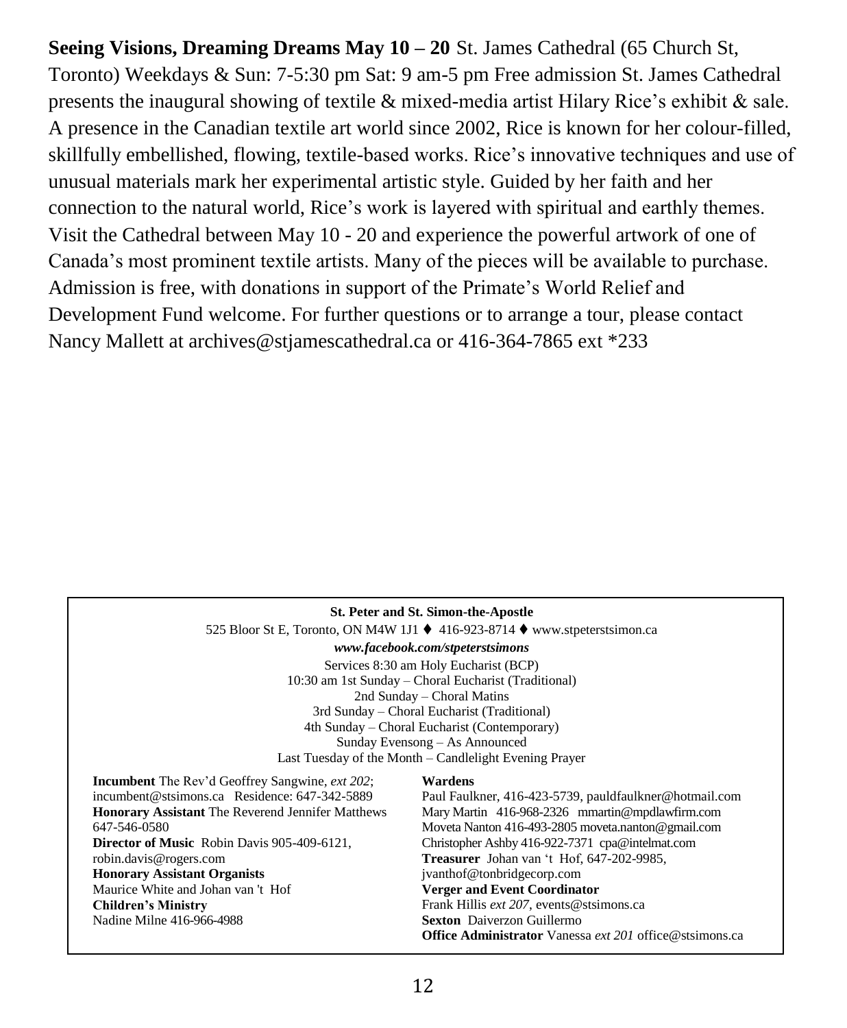**Seeing Visions, Dreaming Dreams May 10 – 20** St. James Cathedral (65 Church St, Toronto) Weekdays & Sun: 7-5:30 pm Sat: 9 am-5 pm Free admission St. James Cathedral presents the inaugural showing of textile & mixed-media artist Hilary Rice's exhibit & sale. A presence in the Canadian textile art world since 2002, Rice is known for her colour-filled, skillfully embellished, flowing, textile-based works. Rice's innovative techniques and use of unusual materials mark her experimental artistic style. Guided by her faith and her connection to the natural world, Rice's work is layered with spiritual and earthly themes. Visit the Cathedral between May 10 - 20 and experience the powerful artwork of one of Canada's most prominent textile artists. Many of the pieces will be available to purchase. Admission is free, with donations in support of the Primate's World Relief and Development Fund welcome. For further questions or to arrange a tour, please contact Nancy Mallett at archives@stjamescathedral.ca or 416-364-7865 ext *233

**St. Peter and St. Simon-the-Apostle**

525 Bloor St E, Toronto, ON M4W 1J1 ♦ 416-923-8714 ♦ www.stpeterstsimon.ca

***www.facebook.com/stpeterstsimons***

Services 8:30 am Holy Eucharist (BCP)
10:30 am 1st Sunday – Choral Eucharist (Traditional)
2nd Sunday – Choral Matins
3rd Sunday – Choral Eucharist (Traditional)
4th Sunday – Choral Eucharist (Contemporary)
Sunday Evensong – As Announced
Last Tuesday of the Month – Candlelight Evening Prayer

**Incumbent** The Rev'd Geoffrey Sangwine, *ext 202*; incumbent@stsimons.ca Residence: 647-342-5889
**Honorary Assistant** The Reverend Jennifer Matthews 647-546-0580
**Director of Music** Robin Davis 905-409-6121, robin.davis@rogers.com
**Honorary Assistant Organists**
Maurice White and Johan van 't Hof
**Children's Ministry**
Nadine Milne 416-966-4988

**Wardens**
Paul Faulkner, 416-423-5739, pauldfaulkner@hotmail.com
Mary Martin 416-968-2326 mmartin@mpdlawfirm.com
Moveta Nanton 416-493-2805 moveta.nanton@gmail.com
Christopher Ashby 416-922-7371 cpa@intelmat.com
**Treasurer** Johan van 't Hof, 647-202-9985, jvanthof@tonbridgecorp.com
**Verger and Event Coordinator**
Frank Hillis *ext 207*, events@stsimons.ca
**Sexton** Daiverzon Guillermo
**Office Administrator** Vanessa *ext 201* office@stsimons.ca